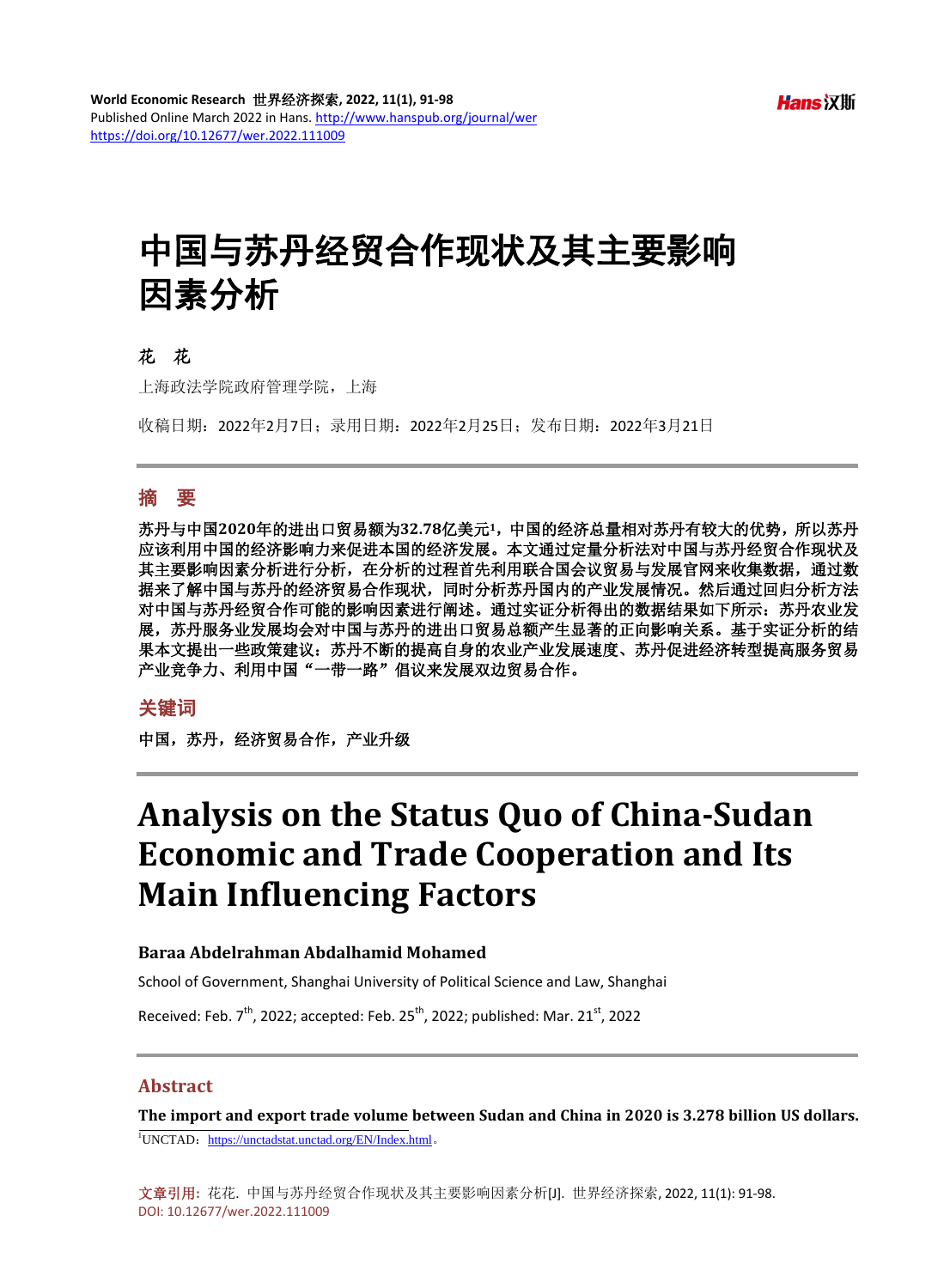# 中国与苏丹经贸合作现状及其主要影响因素分析

**花　花**

上海政法学院政府管理学院，上海

收稿日期：2022年2月7日；录用日期：2022年2月25日；发布日期：2022年3月21日

## 摘　要

**苏丹与中国2020年的进出口贸易额为32.78亿美元[1]，中国的经济总量相对苏丹有较大的优势，所以苏丹应该利用中国的经济影响力来促进本国的经济发展。本文通过定量分析法对中国与苏丹经贸合作现状及其主要影响因素分析进行分析，在分析的过程首先利用联合国会议贸易与发展官网来收集数据，通过数据来了解中国与苏丹的经济贸易合作现状，同时分析苏丹国内的产业发展情况。然后通过回归分析方法对中国与苏丹经贸合作可能的影响因素进行阐述。通过实证分析得出的数据结果如下所示：苏丹农业发展，苏丹服务业发展均会对中国与苏丹的进出口贸易总额产生显著的正向影响关系。基于实证分析的结果本文提出一些政策建议：苏丹不断的提高自身的农业产业发展速度、苏丹促进经济转型提高服务贸易产业竞争力、利用中国"一带一路"倡议来发展双边贸易合作。**

## 关键词

**中国，苏丹，经济贸易合作，产业升级**

# Analysis on the Status Quo of China-Sudan Economic and Trade Cooperation and Its Main Influencing Factors

**Baraa Abdelrahman Abdalhamid Mohamed**

School of Government, Shanghai University of Political Science and Law, Shanghai

Received: Feb. 7th, 2022; accepted: Feb. 25th, 2022; published: Mar. 21st, 2022

## Abstract

**The import and export trade volume between Sudan and China in 2020 is 3.278 billion US dollars.**

[1]UNCTAD：https://unctadstat.unctad.org/EN/Index.html。

文章引用: 花花. 中国与苏丹经贸合作现状及其主要影响因素分析[J]. 世界经济探索, 2022, 11(1): 91-98. DOI: 10.12677/wer.2022.111009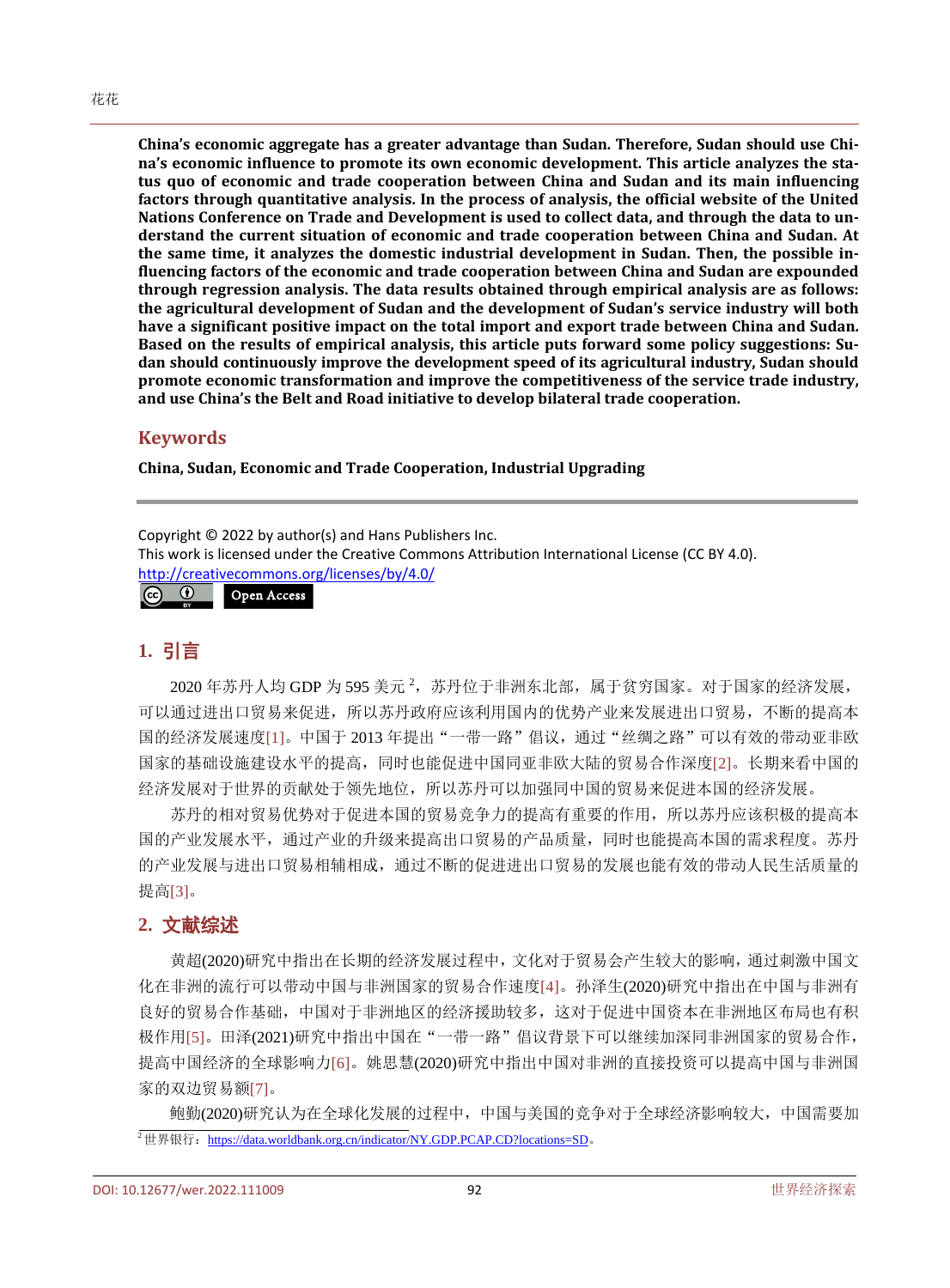**China's economic aggregate has a greater advantage than Sudan. Therefore, Sudan should use China's economic influence to promote its own economic development. This article analyzes the status quo of economic and trade cooperation between China and Sudan and its main influencing factors through quantitative analysis. In the process of analysis, the official website of the United Nations Conference on Trade and Development is used to collect data, and through the data to understand the current situation of economic and trade cooperation between China and Sudan. At the same time, it analyzes the domestic industrial development in Sudan. Then, the possible influencing factors of the economic and trade cooperation between China and Sudan are expounded through regression analysis. The data results obtained through empirical analysis are as follows: the agricultural development of Sudan and the development of Sudan's service industry will both have a significant positive impact on the total import and export trade between China and Sudan. Based on the results of empirical analysis, this article puts forward some policy suggestions: Sudan should continuously improve the development speed of its agricultural industry, Sudan should promote economic transformation and improve the competitiveness of the service trade industry, and use China's the Belt and Road initiative to develop bilateral trade cooperation.**

## Keywords

**China, Sudan, Economic and Trade Cooperation, Industrial Upgrading**

Copyright © 2022 by author(s) and Hans Publishers Inc.
This work is licensed under the Creative Commons Attribution International License (CC BY 4.0).
http://creativecommons.org/licenses/by/4.0/

Open Access

## 1. 引言

2020 年苏丹人均 GDP 为 595 美元[2]，苏丹位于非洲东北部，属于贫穷国家。对于国家的经济发展，可以通过进出口贸易来促进，所以苏丹政府应该利用国内的优势产业来发展进出口贸易，不断的提高本国的经济发展速度[1]。中国于 2013 年提出"一带一路"倡议，通过"丝绸之路"可以有效的带动亚非欧国家的基础设施建设水平的提高，同时也能促进中国同亚非欧大陆的贸易合作深度[2]。长期来看中国的经济发展对于世界的贡献处于领先地位，所以苏丹可以加强同中国的贸易来促进本国的经济发展。

苏丹的相对贸易优势对于促进本国的贸易竞争力的提高有重要的作用，所以苏丹应该积极的提高本国的产业发展水平，通过产业的升级来提高出口贸易的产品质量，同时也能提高本国的需求程度。苏丹的产业发展与进出口贸易相辅相成，通过不断的促进进出口贸易的发展也能有效的带动人民生活质量的提高[3]。

## 2. 文献综述

黄超(2020)研究中指出在长期的经济发展过程中，文化对于贸易会产生较大的影响，通过刺激中国文化在非洲的流行可以带动中国与非洲国家的贸易合作速度[4]。孙泽生(2020)研究中指出在中国与非洲有良好的贸易合作基础，中国对于非洲地区的经济援助较多，这对于促进中国资本在非洲地区布局也有积极作用[5]。田泽(2021)研究中指出中国在"一带一路"倡议背景下可以继续加深同非洲国家的贸易合作，提高中国经济的全球影响力[6]。姚思慧(2020)研究中指出中国对非洲的直接投资可以提高中国与非洲国家的双边贸易额[7]。

鲍勤(2020)研究认为在全球化发展的过程中，中国与美国的竞争对于全球经济影响较大，中国需要加

[2]世界银行：https://data.worldbank.org.cn/indicator/NY.GDP.PCAP.CD?locations=SD。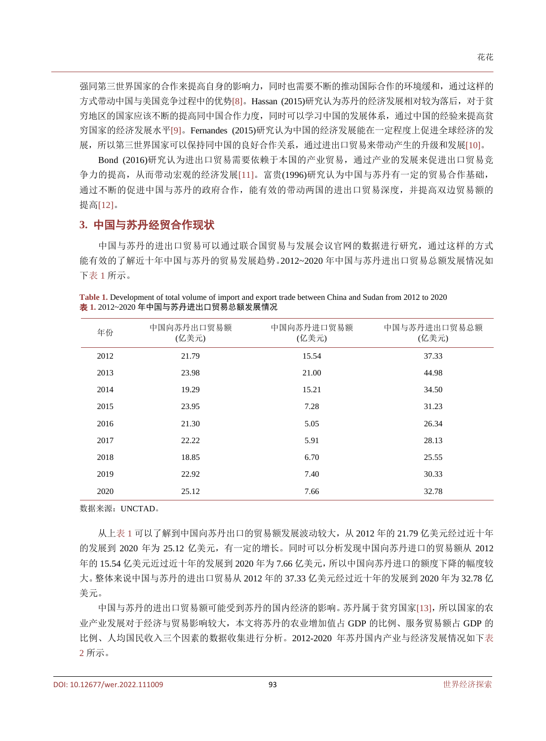强同第三世界国家的合作来提高自身的影响力，同时也需要不断的推动国际合作的环境缓和，通过这样的方式带动中国与美国竞争过程中的优势[8]。Hassan (2015)研究认为苏丹的经济发展相对较为落后，对于贫穷地区的国家应该不断的提高同中国合作力度，同时可以学习中国的发展体系，通过中国的经验来提高贫穷国家的经济发展水平[9]。Fernandes (2015)研究认为中国的经济发展能在一定程度上促进全球经济的发展，所以第三世界国家可以保持同中国的良好合作关系，通过进出口贸易来带动产生的升级和发展[10]。

Bond (2016)研究认为进出口贸易需要依赖于本国的产业贸易，通过产业的发展来促进出口贸易竞争力的提高，从而带动宏观的经济发展[11]。富贵(1996)研究认为中国与苏丹有一定的贸易合作基础，通过不断的促进中国与苏丹的政府合作，能有效的带动两国的进出口贸易深度，并提高双边贸易额的提高[12]。

## 3. 中国与苏丹经贸合作现状

中国与苏丹的进出口贸易可以通过联合国贸易与发展会议官网的数据进行研究，通过这样的方式能有效的了解近十年中国与苏丹的贸易发展趋势。2012~2020 年中国与苏丹进出口贸易总额发展情况如下表 1 所示。

**Table 1.** Development of total volume of import and export trade between China and Sudan from 2012 to 2020
**表 1.** 2012~2020 年中国与苏丹进出口贸易总额发展情况

| 年份 | 中国向苏丹出口贸易额(亿美元) | 中国向苏丹进口贸易额(亿美元) | 中国与苏丹进出口贸易总额(亿美元) |
|---|---|---|---|
| 2012 | 21.79 | 15.54 | 37.33 |
| 2013 | 23.98 | 21.00 | 44.98 |
| 2014 | 19.29 | 15.21 | 34.50 |
| 2015 | 23.95 | 7.28 | 31.23 |
| 2016 | 21.30 | 5.05 | 26.34 |
| 2017 | 22.22 | 5.91 | 28.13 |
| 2018 | 18.85 | 6.70 | 25.55 |
| 2019 | 22.92 | 7.40 | 30.33 |
| 2020 | 25.12 | 7.66 | 32.78 |

数据来源：UNCTAD。

从上表 1 可以了解到中国向苏丹出口的贸易额发展波动较大，从 2012 年的 21.79 亿美元经过近十年的发展到 2020 年为 25.12 亿美元，有一定的增长。同时可以分析发现中国向苏丹进口的贸易额从 2012 年的 15.54 亿美元近过近十年的发展到 2020 年为 7.66 亿美元，所以中国向苏丹进口的额度下降的幅度较大。整体来说中国与苏丹的进出口贸易从 2012 年的 37.33 亿美元经过近十年的发展到 2020 年为 32.78 亿美元。

中国与苏丹的进出口贸易额可能受到苏丹的国内经济的影响。苏丹属于贫穷国家[13]，所以国家的农业产业发展对于经济与贸易影响较大，本文将苏丹的农业增加值占 GDP 的比例、服务贸易额占 GDP 的比例、人均国民收入三个因素的数据收集进行分析。2012-2020 年苏丹国内产业与经济发展情况如下表 2 所示。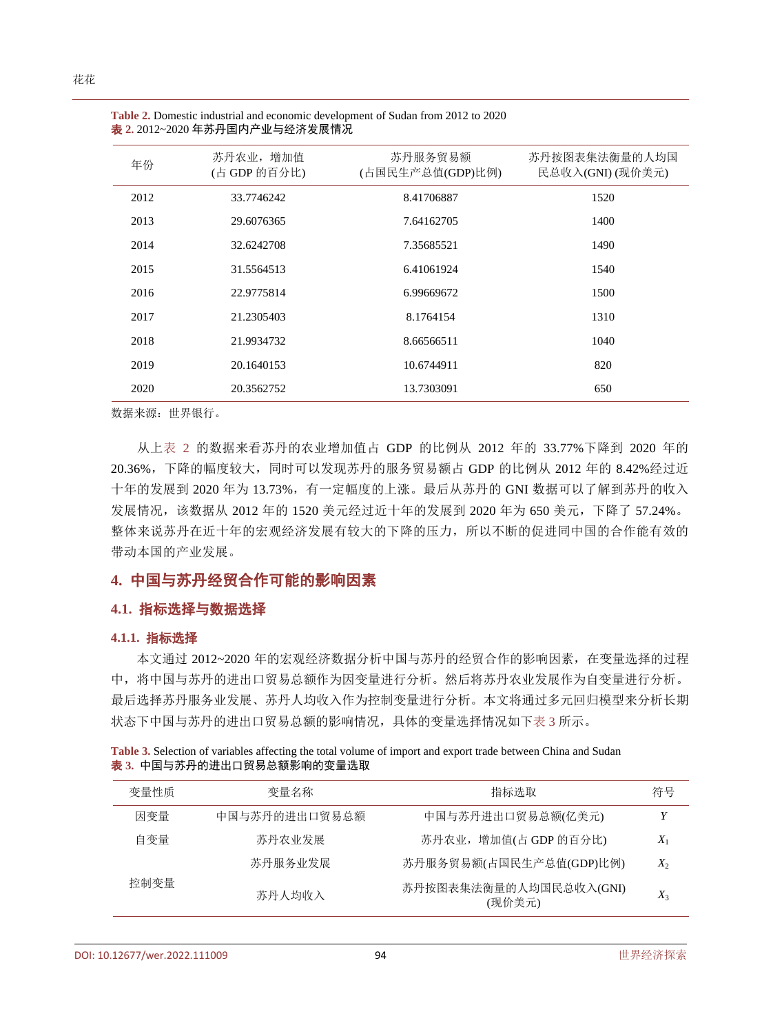**Table 2.** Domestic industrial and economic development of Sudan from 2012 to 2020
**表 2.** 2012~2020 年苏丹国内产业与经济发展情况

| 年份 | 苏丹农业，增加值(占 GDP 的百分比) | 苏丹服务贸易额(占国民生产总值(GDP)比例) | 苏丹按图表集法衡量的人均国民总收入(GNI) (现价美元) |
|---|---|---|---|
| 2012 | 33.7746242 | 8.41706887 | 1520 |
| 2013 | 29.6076365 | 7.64162705 | 1400 |
| 2014 | 32.6242708 | 7.35685521 | 1490 |
| 2015 | 31.5564513 | 6.41061924 | 1540 |
| 2016 | 22.9775814 | 6.99669672 | 1500 |
| 2017 | 21.2305403 | 8.1764154 | 1310 |
| 2018 | 21.9934732 | 8.66566511 | 1040 |
| 2019 | 20.1640153 | 10.6744911 | 820 |
| 2020 | 20.3562752 | 13.7303091 | 650 |

数据来源：世界银行。

从上表 2 的数据来看苏丹的农业增加值占 GDP 的比例从 2012 年的 33.77%下降到 2020 年的 20.36%，下降的幅度较大，同时可以发现苏丹的服务贸易额占 GDP 的比例从 2012 年的 8.42%经过近十年的发展到 2020 年为 13.73%，有一定幅度的上涨。最后从苏丹的 GNI 数据可以了解到苏丹的收入发展情况，该数据从 2012 年的 1520 美元经过近十年的发展到 2020 年为 650 美元，下降了 57.24%。整体来说苏丹在近十年的宏观经济发展有较大的下降的压力，所以不断的促进同中国的合作能有效的带动本国的产业发展。

## 4. 中国与苏丹经贸合作可能的影响因素

### 4.1. 指标选择与数据选择

#### 4.1.1. 指标选择

本文通过 2012~2020 年的宏观经济数据分析中国与苏丹的经贸合作的影响因素，在变量选择的过程中，将中国与苏丹的进出口贸易总额作为因变量进行分析。然后将苏丹农业发展作为自变量进行分析。最后选择苏丹服务业发展、苏丹人均收入作为控制变量进行分析。本文将通过多元回归模型来分析长期状态下中国与苏丹的进出口贸易总额的影响情况，具体的变量选择情况如下表 3 所示。

**Table 3.** Selection of variables affecting the total volume of import and export trade between China and Sudan
**表 3.** 中国与苏丹的进出口贸易总额影响的变量选取

| 变量性质 | 变量名称 | 指标选取 | 符号 |
|---|---|---|---|
| 因变量 | 中国与苏丹的进出口贸易总额 | 中国与苏丹进出口贸易总额(亿美元) | $Y$ |
| 自变量 | 苏丹农业发展 | 苏丹农业，增加值(占 GDP 的百分比) | $X_1$ |
| 控制变量 | 苏丹服务业发展 | 苏丹服务贸易额(占国民生产总值(GDP)比例) | $X_2$ |
| | 苏丹人均收入 | 苏丹按图表集法衡量的人均国民总收入(GNI) (现价美元) | $X_3$ |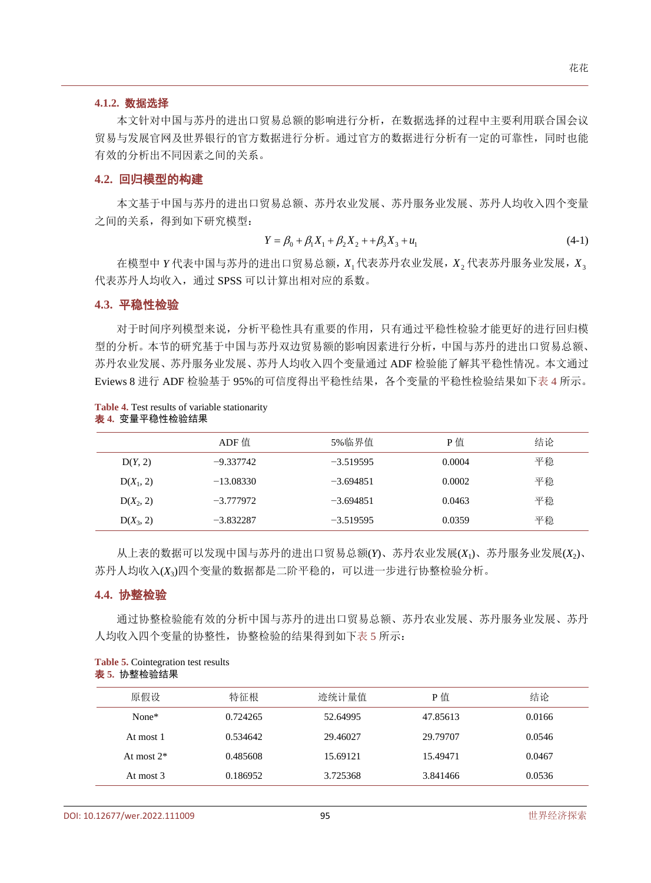### 4.1.2. 数据选择

本文针对中国与苏丹的进出口贸易总额的影响进行分析，在数据选择的过程中主要利用联合国会议贸易与发展官网及世界银行的官方数据进行分析。通过官方的数据进行分析有一定的可靠性，同时也能有效的分析出不同因素之间的关系。

## 4.2. 回归模型的构建

本文基于中国与苏丹的进出口贸易总额、苏丹农业发展、苏丹服务业发展、苏丹人均收入四个变量之间的关系，得到如下研究模型：

$$Y = \beta_0 + \beta_1 X_1 + \beta_2 X_2 + +\beta_3 X_3 + u_1 \tag{4-1}$$

在模型中 $Y$ 代表中国与苏丹的进出口贸易总额，$X_1$ 代表苏丹农业发展，$X_2$ 代表苏丹服务业发展，$X_3$ 代表苏丹人均收入，通过 SPSS 可以计算出相对应的系数。

## 4.3. 平稳性检验

对于时间序列模型来说，分析平稳性具有重要的作用，只有通过平稳性检验才能更好的进行回归模型的分析。本节的研究基于中国与苏丹双边贸易额的影响因素进行分析，中国与苏丹的进出口贸易总额、苏丹农业发展、苏丹服务业发展、苏丹人均收入四个变量通过 ADF 检验能了解其平稳性情况。本文通过 Eviews 8 进行 ADF 检验基于 95%的可信度得出平稳性结果，各个变量的平稳性检验结果如下表 4 所示。

**Table 4.** Test results of variable stationarity
**表 4.** 变量平稳性检验结果

| | ADF 值 | 5%临界值 | P 值 | 结论 |
|---|---|---|---|---|
| D($Y$, 2) | −9.337742 | −3.519595 | 0.0004 | 平稳 |
| D($X_1$, 2) | −13.08330 | −3.694851 | 0.0002 | 平稳 |
| D($X_2$, 2) | −3.777972 | −3.694851 | 0.0463 | 平稳 |
| D($X_3$, 2) | −3.832287 | −3.519595 | 0.0359 | 平稳 |

从上表的数据可以发现中国与苏丹的进出口贸易总额($Y$)、苏丹农业发展($X_1$)、苏丹服务业发展($X_2$)、苏丹人均收入($X_3$)四个变量的数据都是二阶平稳的，可以进一步进行协整检验分析。

## 4.4. 协整检验

通过协整检验能有效的分析中国与苏丹的进出口贸易总额、苏丹农业发展、苏丹服务业发展、苏丹人均收入四个变量的协整性，协整检验的结果得到如下表 5 所示：

**Table 5.** Cointegration test results
**表 5.** 协整检验结果

| 原假设 | 特征根 | 迹统计量值 | P 值 | 结论 |
|---|---|---|---|---|
| None* | 0.724265 | 52.64995 | 47.85613 | 0.0166 |
| At most 1 | 0.534642 | 29.46027 | 29.79707 | 0.0546 |
| At most 2* | 0.485608 | 15.69121 | 15.49471 | 0.0467 |
| At most 3 | 0.186952 | 3.725368 | 3.841466 | 0.0536 |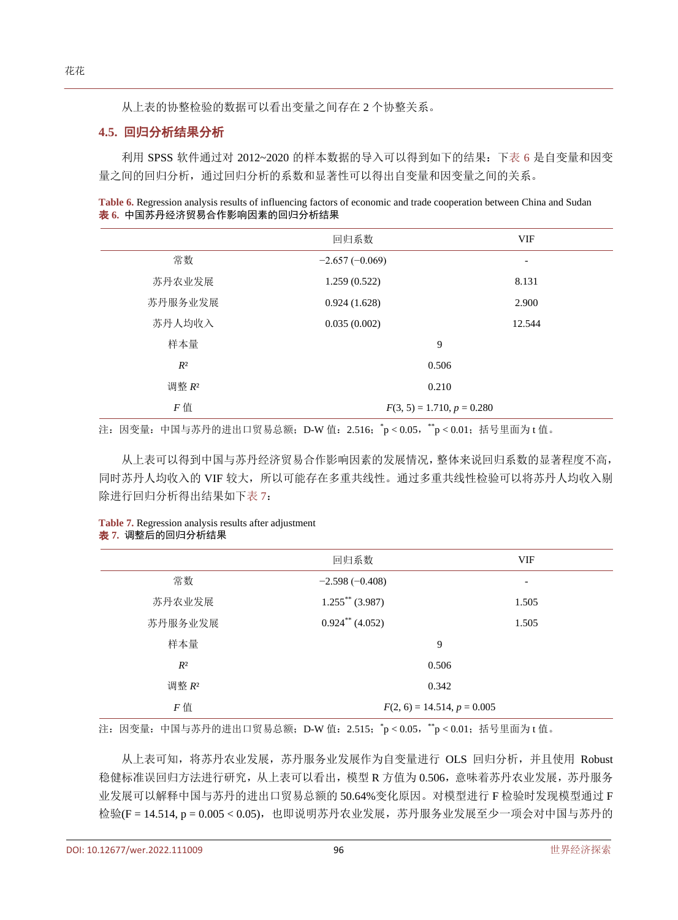从上表的协整检验的数据可以看出变量之间存在 2 个协整关系。

### 4.5. 回归分析结果分析

利用 SPSS 软件通过对 2012~2020 的样本数据的导入可以得到如下的结果：下表 6 是自变量和因变量之间的回归分析，通过回归分析的系数和显著性可以得出自变量和因变量之间的关系。

**Table 6.** Regression analysis results of influencing factors of economic and trade cooperation between China and Sudan
**表 6.** 中国苏丹经济贸易合作影响因素的回归分析结果

| | 回归系数 | VIF |
|---|---|---|
| 常数 | −2.657 (−0.069) | - |
| 苏丹农业发展 | 1.259 (0.522) | 8.131 |
| 苏丹服务业发展 | 0.924 (1.628) | 2.900 |
| 苏丹人均收入 | 0.035 (0.002) | 12.544 |
| 样本量 | 9 | |
| $R^2$ | 0.506 | |
| 调整 $R^2$ | 0.210 | |
| $F$ 值 | $F(3, 5) = 1.710, p = 0.280$ | |

注：因变量：中国与苏丹的进出口贸易总额；D-W 值：2.516；$^{*}p < 0.05$，$^{**}p < 0.01$；括号里面为 t 值。

从上表可以得到中国与苏丹经济贸易合作影响因素的发展情况，整体来说回归系数的显著程度不高，同时苏丹人均收入的 VIF 较大，所以可能存在多重共线性。通过多重共线性检验可以将苏丹人均收入剔除进行回归分析得出结果如下表 7：

**Table 7.** Regression analysis results after adjustment
**表 7.** 调整后的回归分析结果

| | 回归系数 | VIF |
|---|---|---|
| 常数 | −2.598 (−0.408) | - |
| 苏丹农业发展 | $1.255^{**}$ (3.987) | 1.505 |
| 苏丹服务业发展 | $0.924^{**}$ (4.052) | 1.505 |
| 样本量 | 9 | |
| $R^2$ | 0.506 | |
| 调整 $R^2$ | 0.342 | |
| $F$ 值 | $F(2, 6) = 14.514, p = 0.005$ | |

注：因变量：中国与苏丹的进出口贸易总额；D-W 值：2.515；$^{*}p < 0.05$，$^{**}p < 0.01$；括号里面为 t 值。

从上表可知，将苏丹农业发展，苏丹服务业发展作为自变量进行 OLS 回归分析，并且使用 Robust 稳健标准误回归方法进行研究，从上表可以看出，模型 R 方值为 0.506，意味着苏丹农业发展，苏丹服务业发展可以解释中国与苏丹的进出口贸易总额的 50.64%变化原因。对模型进行 F 检验时发现模型通过 F 检验($F = 14.514$, $p = 0.005 < 0.05$)，也即说明苏丹农业发展，苏丹服务业发展至少一项会对中国与苏丹的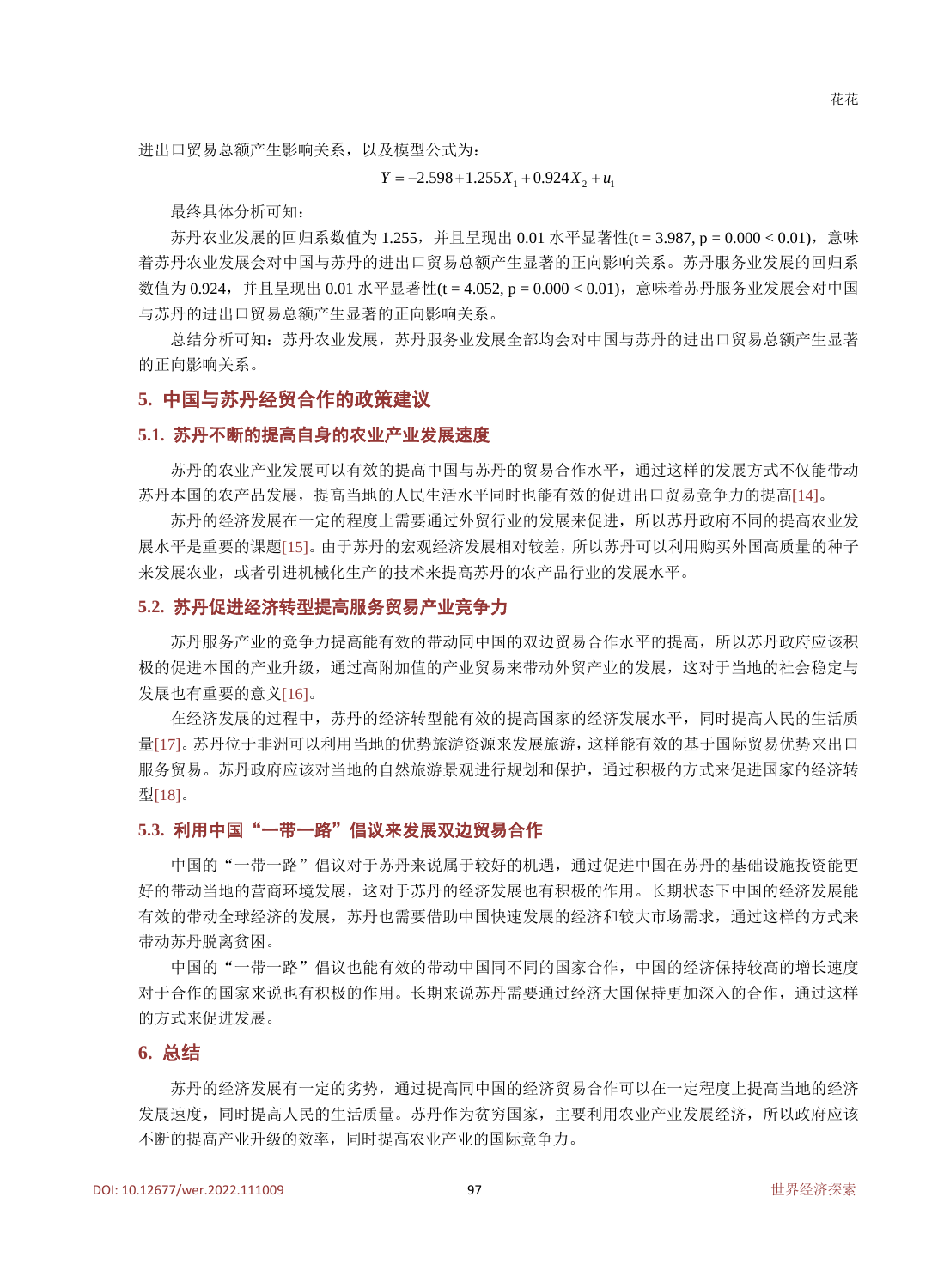进出口贸易总额产生影响关系，以及模型公式为：

$$Y = -2.598 + 1.255X_1 + 0.924X_2 + u_1$$

最终具体分析可知：

苏丹农业发展的回归系数值为 1.255，并且呈现出 0.01 水平显著性(t = 3.987, p = 0.000 < 0.01)，意味着苏丹农业发展会对中国与苏丹的进出口贸易总额产生显著的正向影响关系。苏丹服务业发展的回归系数值为 0.924，并且呈现出 0.01 水平显著性(t = 4.052, p = 0.000 < 0.01)，意味着苏丹服务业发展会对中国与苏丹的进出口贸易总额产生显著的正向影响关系。

总结分析可知：苏丹农业发展，苏丹服务业发展全部均会对中国与苏丹的进出口贸易总额产生显著的正向影响关系。

## 5. 中国与苏丹经贸合作的政策建议

### 5.1. 苏丹不断的提高自身的农业产业发展速度

苏丹的农业产业发展可以有效的提高中国与苏丹的贸易合作水平，通过这样的发展方式不仅能带动苏丹本国的农产品发展，提高当地的人民生活水平同时也能有效的促进出口贸易竞争力的提高[14]。

苏丹的经济发展在一定的程度上需要通过外贸行业的发展来促进，所以苏丹政府不同的提高农业发展水平是重要的课题[15]。由于苏丹的宏观经济发展相对较差，所以苏丹可以利用购买外国高质量的种子来发展农业，或者引进机械化生产的技术来提高苏丹的农产品行业的发展水平。

### 5.2. 苏丹促进经济转型提高服务贸易产业竞争力

苏丹服务产业的竞争力提高能有效的带动同中国的双边贸易合作水平的提高，所以苏丹政府应该积极的促进本国的产业升级，通过高附加值的产业贸易来带动外贸产业的发展，这对于当地的社会稳定与发展也有重要的意义[16]。

在经济发展的过程中，苏丹的经济转型能有效的提高国家的经济发展水平，同时提高人民的生活质量[17]。苏丹位于非洲可以利用当地的优势旅游资源来发展旅游，这样能有效的基于国际贸易优势来出口服务贸易。苏丹政府应该对当地的自然旅游景观进行规划和保护，通过积极的方式来促进国家的经济转型[18]。

### 5.3. 利用中国“一带一路”倡议来发展双边贸易合作

中国的“一带一路”倡议对于苏丹来说属于较好的机遇，通过促进中国在苏丹的基础设施投资能更好的带动当地的营商环境发展，这对于苏丹的经济发展也有积极的作用。长期状态下中国的经济发展能有效的带动全球经济的发展，苏丹也需要借助中国快速发展的经济和较大市场需求，通过这样的方式来带动苏丹脱离贫困。

中国的“一带一路”倡议也能有效的带动中国同不同的国家合作，中国的经济保持较高的增长速度对于合作的国家来说也有积极的作用。长期来说苏丹需要通过经济大国保持更加深入的合作，通过这样的方式来促进发展。

## 6. 总结

苏丹的经济发展有一定的劣势，通过提高同中国的经济贸易合作可以在一定程度上提高当地的经济发展速度，同时提高人民的生活质量。苏丹作为贫穷国家，主要利用农业产业发展经济，所以政府应该不断的提高产业升级的效率，同时提高农业产业的国际竞争力。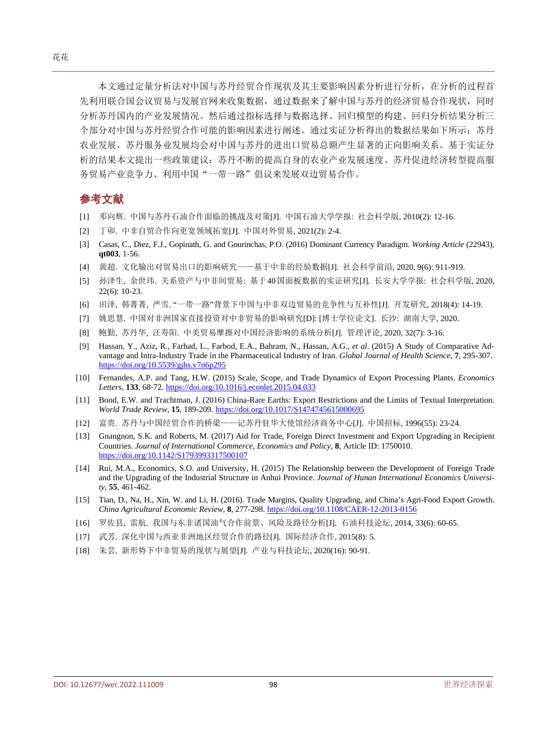本文通过定量分析法对中国与苏丹经贸合作现状及其主要影响因素分析进行分析，在分析的过程首先利用联合国会议贸易与发展官网来收集数据，通过数据来了解中国与苏丹的经济贸易合作现状，同时分析苏丹国内的产业发展情况。然后通过指标选择与数据选择、回归模型的构建、回归分析结果分析三个部分对中国与苏丹经贸合作可能的影响因素进行阐述。通过实证分析得出的数据结果如下所示：苏丹农业发展，苏丹服务业发展均会对中国与苏丹的进出口贸易总额产生显著的正向影响关系。基于实证分析的结果本文提出一些政策建议：苏丹不断的提高自身的农业产业发展速度、苏丹促进经济转型提高服务贸易产业竞争力、利用中国“一带一路”倡议来发展双边贸易合作。

## 参考文献

[1] 邓向辉. 中国与苏丹石油合作面临的挑战及对策[J]. 中国石油大学学报: 社会科学版, 2010(2): 12-16.

[2] 丁卯. 中非自贸合作向更宽领域拓宽[J]. 中国对外贸易, 2021(2): 2-4.

[3] Casas, C., Diez, F.J., Gopinath, G. and Gourinchas, P.O. (2016) Dominant Currency Paradigm. *Working Article* (22943), **qt003**, 1-56.

[4] 黄超. 文化输出对贸易出口的影响研究——基于中非的经验数据[J]. 社会科学前沿, 2020, 9(6): 911-919.

[5] 孙泽生, 余世玮. 关系资产与中非间贸易: 基于40国面板数据的实证研究[J]. 长安大学学报: 社会科学版, 2020, 22(6): 10-23.

[6] 田泽, 韩菁菁, 严雪. “一带一路”背景下中国与中非双边贸易的竞争性与互补性[J]. 开发研究, 2018(4): 14-19.

[7] 姚思慧. 中国对非洲国家直接投资对中非贸易的影响研究[D]: [博士学位论文]. 长沙: 湖南大学, 2020.

[8] 鲍勤, 苏丹华, 汪寿阳. 中美贸易摩擦对中国经济影响的系统分析[J]. 管理评论, 2020, 32(7): 3-16.

[9] Hassan, Y., Aziz, R., Farhad, L., Farbod, E.A., Bahram, N., Hassan, A.G., *et al*. (2015) A Study of Comparative Advantage and Intra-Industry Trade in the Pharmaceutical Industry of Iran. *Global Journal of Health Science*, **7**, 295-307. https://doi.org/10.5539/gjhs.v7n6p295

[10] Fernandes, A.P. and Tang, H.W. (2015) Scale, Scope, and Trade Dynamics of Export Processing Plants. *Economics Letters*, **133**, 68-72. https://doi.org/10.1016/j.econlet.2015.04.033

[11] Bond, E.W. and Trachtman, J. (2016) China-Rare Earths: Export Restrictions and the Limits of Textual Interpretation. *World Trade Review*, **15**, 189-209. https://doi.org/10.1017/S1474745615000695

[12] 富贵. 苏丹与中国经贸合作的桥梁——记苏丹驻华大使馆经济商务中心[J]. 中国招标, 1996(55): 23-24.

[13] Gnangnon, S.K. and Roberts, M. (2017) Aid for Trade, Foreign Direct Investment and Export Upgrading in Recipient Countries. *Journal of International Commerce, Economics and Policy*, **8**, Article ID: 1750010. https://doi.org/10.1142/S1793993317500107

[14] Rui, M.A., Economics, S.O. and University, H. (2015) The Relationship between the Development of Foreign Trade and the Upgrading of the Industrial Structure in Anhui Province. *Journal of Hunan International Economics University*, **55**, 461-462.

[15] Tian, D., Na, H., Xin, W. and Li, H. (2016). Trade Margins, Quality Upgrading, and China's Agri-Food Export Growth. *China Agricultural Economic Review*, **8**, 277-298. https://doi.org/10.1108/CAER-12-2013-0156

[16] 罗佐县, 雷航. 我国与东非诸国油气合作前景、风险及路径分析[J]. 石油科技论坛, 2014, 33(6): 60-65.

[17] 武芳. 深化中国与西亚非洲地区经贸合作的路径[J]. 国际经济合作, 2015(8): 5.

[18] 朱芸. 新形势下中非贸易的现状与展望[J]. 产业与科技论坛, 2020(16): 90-91.